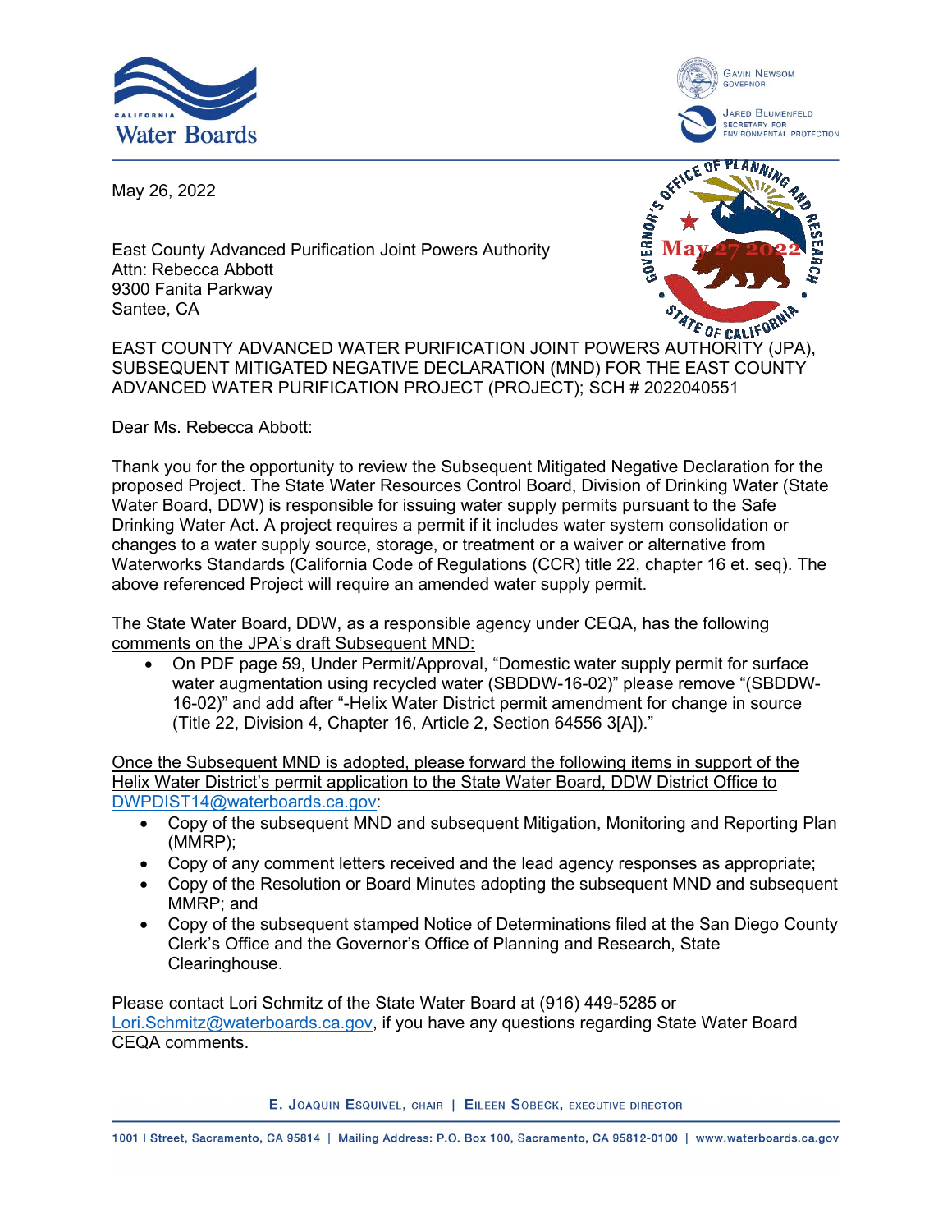May 26, 2022

East County Advanced Purification Joint Powers Authority
Attn: Rebecca Abbott
9300 Fanita Parkway
Santee, CA

EAST COUNTY ADVANCED WATER PURIFICATION JOINT POWERS AUTHORITY (JPA), SUBSEQUENT MITIGATED NEGATIVE DECLARATION (MND) FOR THE EAST COUNTY ADVANCED WATER PURIFICATION PROJECT (PROJECT); SCH # 2022040551

Dear Ms. Rebecca Abbott:

Thank you for the opportunity to review the Subsequent Mitigated Negative Declaration for the proposed Project. The State Water Resources Control Board, Division of Drinking Water (State Water Board, DDW) is responsible for issuing water supply permits pursuant to the Safe Drinking Water Act. A project requires a permit if it includes water system consolidation or changes to a water supply source, storage, or treatment or a waiver or alternative from Waterworks Standards (California Code of Regulations (CCR) title 22, chapter 16 et. seq). The above referenced Project will require an amended water supply permit.

<u>The State Water Board, DDW, as a responsible agency under CEQA, has the following comments on the JPA's draft Subsequent MND:</u>

- On PDF page 59, Under Permit/Approval, "Domestic water supply permit for surface water augmentation using recycled water (SBDDW-16-02)" please remove "(SBDDW-16-02)" and add after "-Helix Water District permit amendment for change in source (Title 22, Division 4, Chapter 16, Article 2, Section 64556 3[A])."

<u>Once the Subsequent MND is adopted, please forward the following items in support of the Helix Water District's permit application to the State Water Board, DDW District Office to</u> DWPDIST14@waterboards.ca.gov:

- Copy of the subsequent MND and subsequent Mitigation, Monitoring and Reporting Plan (MMRP);
- Copy of any comment letters received and the lead agency responses as appropriate;
- Copy of the Resolution or Board Minutes adopting the subsequent MND and subsequent MMRP; and
- Copy of the subsequent stamped Notice of Determinations filed at the San Diego County Clerk's Office and the Governor's Office of Planning and Research, State Clearinghouse.

Please contact Lori Schmitz of the State Water Board at (916) 449-5285 or Lori.Schmitz@waterboards.ca.gov, if you have any questions regarding State Water Board CEQA comments.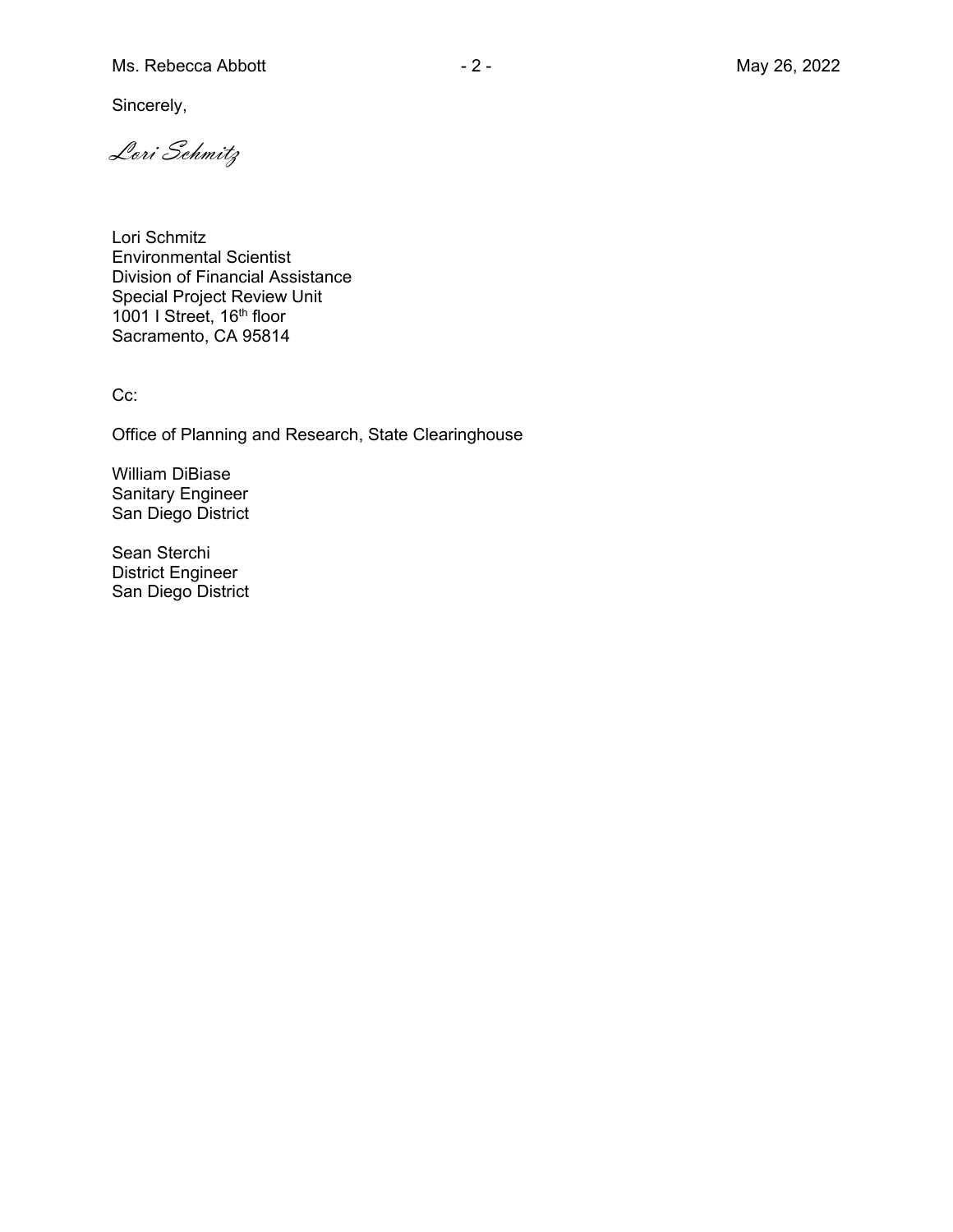Sincerely,

*Lori Schmitz*

Lori Schmitz
Environmental Scientist
Division of Financial Assistance
Special Project Review Unit
1001 I Street, 16th floor
Sacramento, CA 95814

Cc:

Office of Planning and Research, State Clearinghouse

William DiBiase
Sanitary Engineer
San Diego District

Sean Sterchi
District Engineer
San Diego District